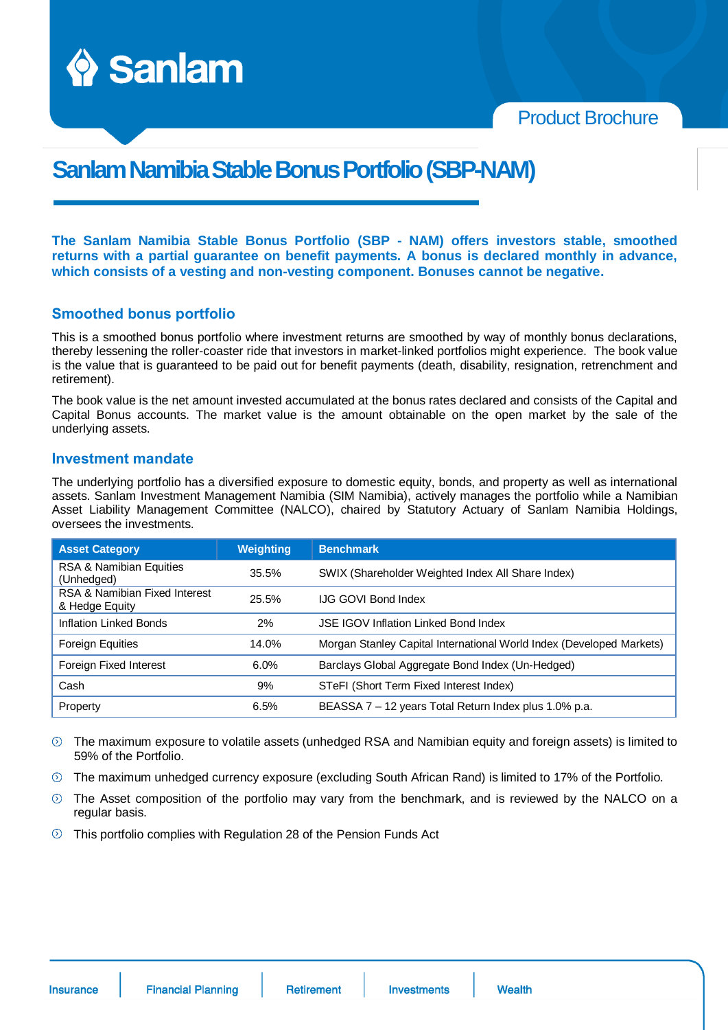# Sanlam Namibia Stable Bonus Portfolio (SBP-NAM)

**The Sanlam Namibia Stable Bonus Portfolio (SBP - NAM) offers investors stable, smoothed returns with a partial guarantee on benefit payments. A bonus is declared monthly in advance, which consists of a vesting and non-vesting component. Bonuses cannot be negative.**

## Smoothed bonus portfolio

This is a smoothed bonus portfolio where investment returns are smoothed by way of monthly bonus declarations, thereby lessening the roller-coaster ride that investors in market-linked portfolios might experience. The book value is the value that is guaranteed to be paid out for benefit payments (death, disability, resignation, retrenchment and retirement).

The book value is the net amount invested accumulated at the bonus rates declared and consists of the Capital and Capital Bonus accounts. The market value is the amount obtainable on the open market by the sale of the underlying assets.

## Investment mandate

The underlying portfolio has a diversified exposure to domestic equity, bonds, and property as well as international assets. Sanlam Investment Management Namibia (SIM Namibia), actively manages the portfolio while a Namibian Asset Liability Management Committee (NALCO), chaired by Statutory Actuary of Sanlam Namibia Holdings, oversees the investments.

| Asset Category | Weighting | Benchmark |
|---|---|---|
| RSA & Namibian Equities (Unhedged) | 35.5% | SWIX (Shareholder Weighted Index All Share Index) |
| RSA & Namibian Fixed Interest & Hedge Equity | 25.5% | IJG GOVI Bond Index |
| Inflation Linked Bonds | 2% | JSE IGOV Inflation Linked Bond Index |
| Foreign Equities | 14.0% | Morgan Stanley Capital International World Index (Developed Markets) |
| Foreign Fixed Interest | 6.0% | Barclays Global Aggregate Bond Index (Un-Hedged) |
| Cash | 9% | STeFI (Short Term Fixed Interest Index) |
| Property | 6.5% | BEASSA 7 – 12 years Total Return Index plus 1.0% p.a. |

- The maximum exposure to volatile assets (unhedged RSA and Namibian equity and foreign assets) is limited to 59% of the Portfolio.
- The maximum unhedged currency exposure (excluding South African Rand) is limited to 17% of the Portfolio.
- The Asset composition of the portfolio may vary from the benchmark, and is reviewed by the NALCO on a regular basis.
- This portfolio complies with Regulation 28 of the Pension Funds Act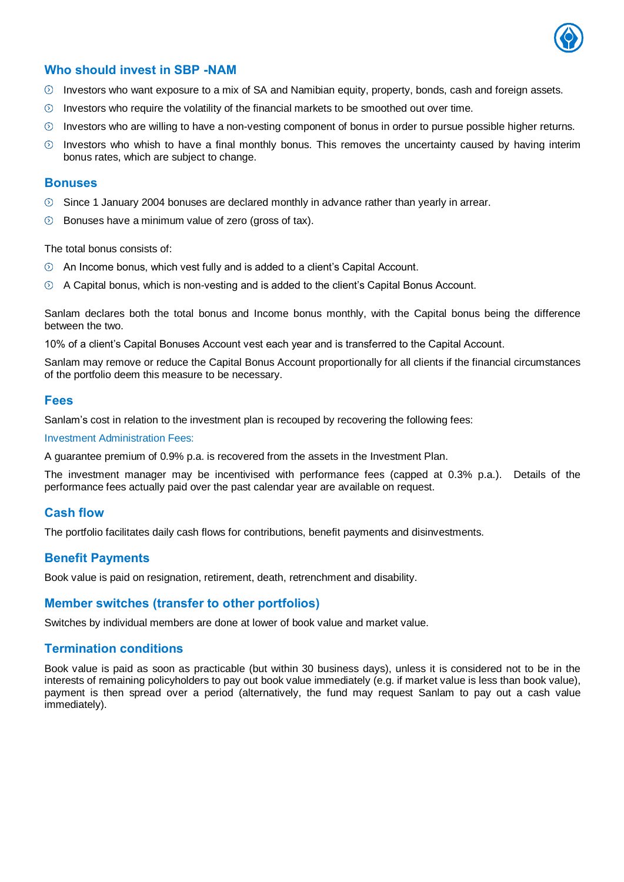## Who should invest in SBP -NAM

- Investors who want exposure to a mix of SA and Namibian equity, property, bonds, cash and foreign assets.
- Investors who require the volatility of the financial markets to be smoothed out over time.
- Investors who are willing to have a non-vesting component of bonus in order to pursue possible higher returns.
- Investors who whish to have a final monthly bonus. This removes the uncertainty caused by having interim bonus rates, which are subject to change.

## Bonuses

- Since 1 January 2004 bonuses are declared monthly in advance rather than yearly in arrear.
- Bonuses have a minimum value of zero (gross of tax).

The total bonus consists of:

- An Income bonus, which vest fully and is added to a client's Capital Account.
- A Capital bonus, which is non-vesting and is added to the client's Capital Bonus Account.

Sanlam declares both the total bonus and Income bonus monthly, with the Capital bonus being the difference between the two.

10% of a client's Capital Bonuses Account vest each year and is transferred to the Capital Account.

Sanlam may remove or reduce the Capital Bonus Account proportionally for all clients if the financial circumstances of the portfolio deem this measure to be necessary.

## Fees

Sanlam's cost in relation to the investment plan is recouped by recovering the following fees:

### Investment Administration Fees:

A guarantee premium of 0.9% p.a. is recovered from the assets in the Investment Plan.

The investment manager may be incentivised with performance fees (capped at 0.3% p.a.). Details of the performance fees actually paid over the past calendar year are available on request.

## Cash flow

The portfolio facilitates daily cash flows for contributions, benefit payments and disinvestments.

## Benefit Payments

Book value is paid on resignation, retirement, death, retrenchment and disability.

## Member switches (transfer to other portfolios)

Switches by individual members are done at lower of book value and market value.

## Termination conditions

Book value is paid as soon as practicable (but within 30 business days), unless it is considered not to be in the interests of remaining policyholders to pay out book value immediately (e.g. if market value is less than book value), payment is then spread over a period (alternatively, the fund may request Sanlam to pay out a cash value immediately).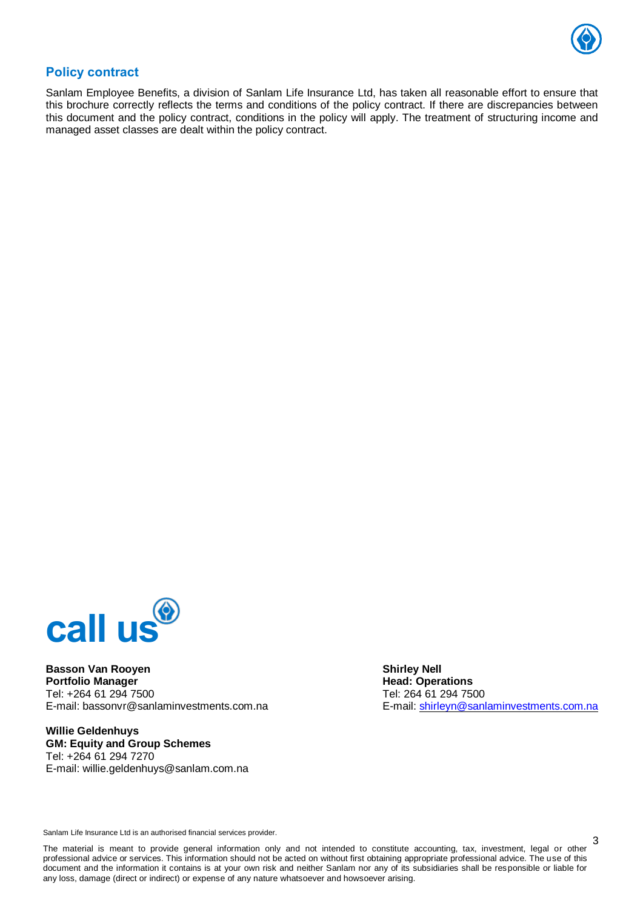## Policy contract

Sanlam Employee Benefits, a division of Sanlam Life Insurance Ltd, has taken all reasonable effort to ensure that this brochure correctly reflects the terms and conditions of the policy contract. If there are discrepancies between this document and the policy contract, conditions in the policy will apply. The treatment of structuring income and managed asset classes are dealt within the policy contract.

# call us

**Basson Van Rooyen**
**Portfolio Manager**
Tel: +264 61 294 7500
E-mail: bassonvr@sanlaminvestments.com.na

**Willie Geldenhuys**
**GM: Equity and Group Schemes**
Tel: +264 61 294 7270
E-mail: willie.geldenhuys@sanlam.com.na

**Shirley Nell**
**Head: Operations**
Tel: 264 61 294 7500
E-mail: shirleyn@sanlaminvestments.com.na

Sanlam Life Insurance Ltd is an authorised financial services provider.

The material is meant to provide general information only and not intended to constitute accounting, tax, investment, legal or other professional advice or services. This information should not be acted on without first obtaining appropriate professional advice. The use of this document and the information it contains is at your own risk and neither Sanlam nor any of its subsidiaries shall be responsible or liable for any loss, damage (direct or indirect) or expense of any nature whatsoever and howsoever arising.